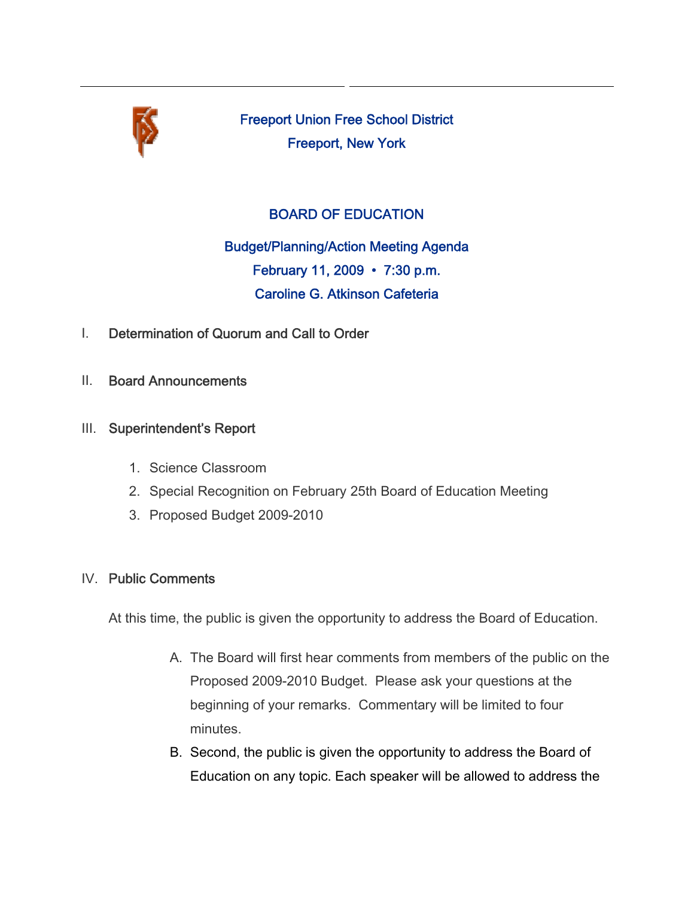# Freeport Union Free School District

## Freeport, New York

## BOARD OF EDUCATION

### Budget/Planning/Action Meeting Agenda

### February 11, 2009 • 7:30 p.m.

### Caroline G. Atkinson Cafeteria

I. **Determination of Quorum and Call to Order**

II. **Board Announcements**

III. **Superintendent's Report**

1. Science Classroom
2. Special Recognition on February 25th Board of Education Meeting
3. Proposed Budget 2009-2010

IV. **Public Comments**

At this time, the public is given the opportunity to address the Board of Education.

A. The Board will first hear comments from members of the public on the Proposed 2009-2010 Budget. Please ask your questions at the beginning of your remarks. Commentary will be limited to four minutes.

B. Second, the public is given the opportunity to address the Board of Education on any topic. Each speaker will be allowed to address the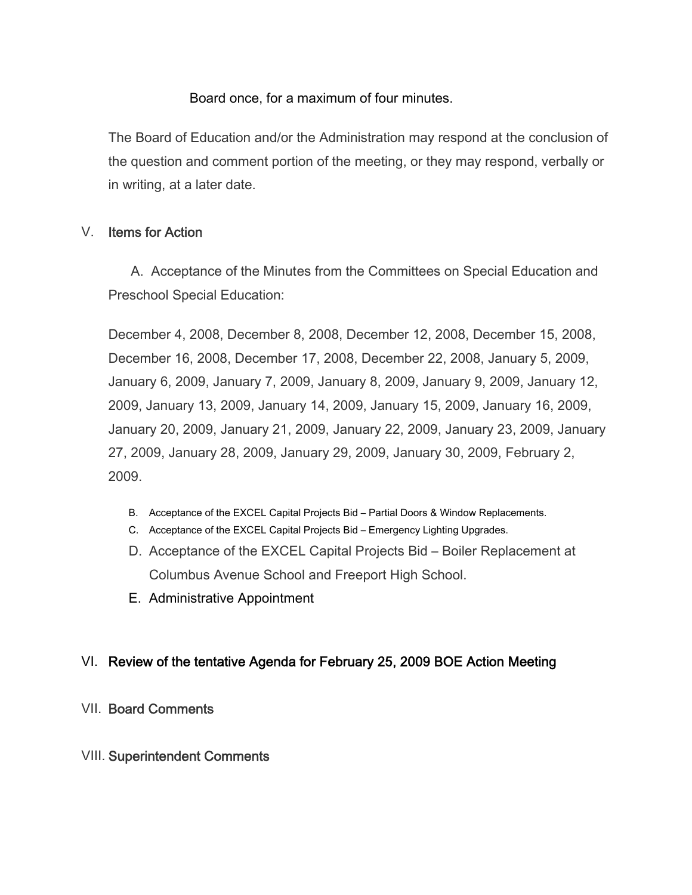Board once, for a maximum of four minutes.

The Board of Education and/or the Administration may respond at the conclusion of the question and comment portion of the meeting, or they may respond, verbally or in writing, at a later date.

## V. Items for Action

A. Acceptance of the Minutes from the Committees on Special Education and Preschool Special Education:

December 4, 2008, December 8, 2008, December 12, 2008, December 15, 2008, December 16, 2008, December 17, 2008, December 22, 2008, January 5, 2009, January 6, 2009, January 7, 2009, January 8, 2009, January 9, 2009, January 12, 2009, January 13, 2009, January 14, 2009, January 15, 2009, January 16, 2009, January 20, 2009, January 21, 2009, January 22, 2009, January 23, 2009, January 27, 2009, January 28, 2009, January 29, 2009, January 30, 2009, February 2, 2009.

B. Acceptance of the EXCEL Capital Projects Bid – Partial Doors & Window Replacements.

C. Acceptance of the EXCEL Capital Projects Bid – Emergency Lighting Upgrades.

D. Acceptance of the EXCEL Capital Projects Bid – Boiler Replacement at Columbus Avenue School and Freeport High School.

E. Administrative Appointment

## VI. Review of the tentative Agenda for February 25, 2009 BOE Action Meeting

## VII. Board Comments

## VIII. Superintendent Comments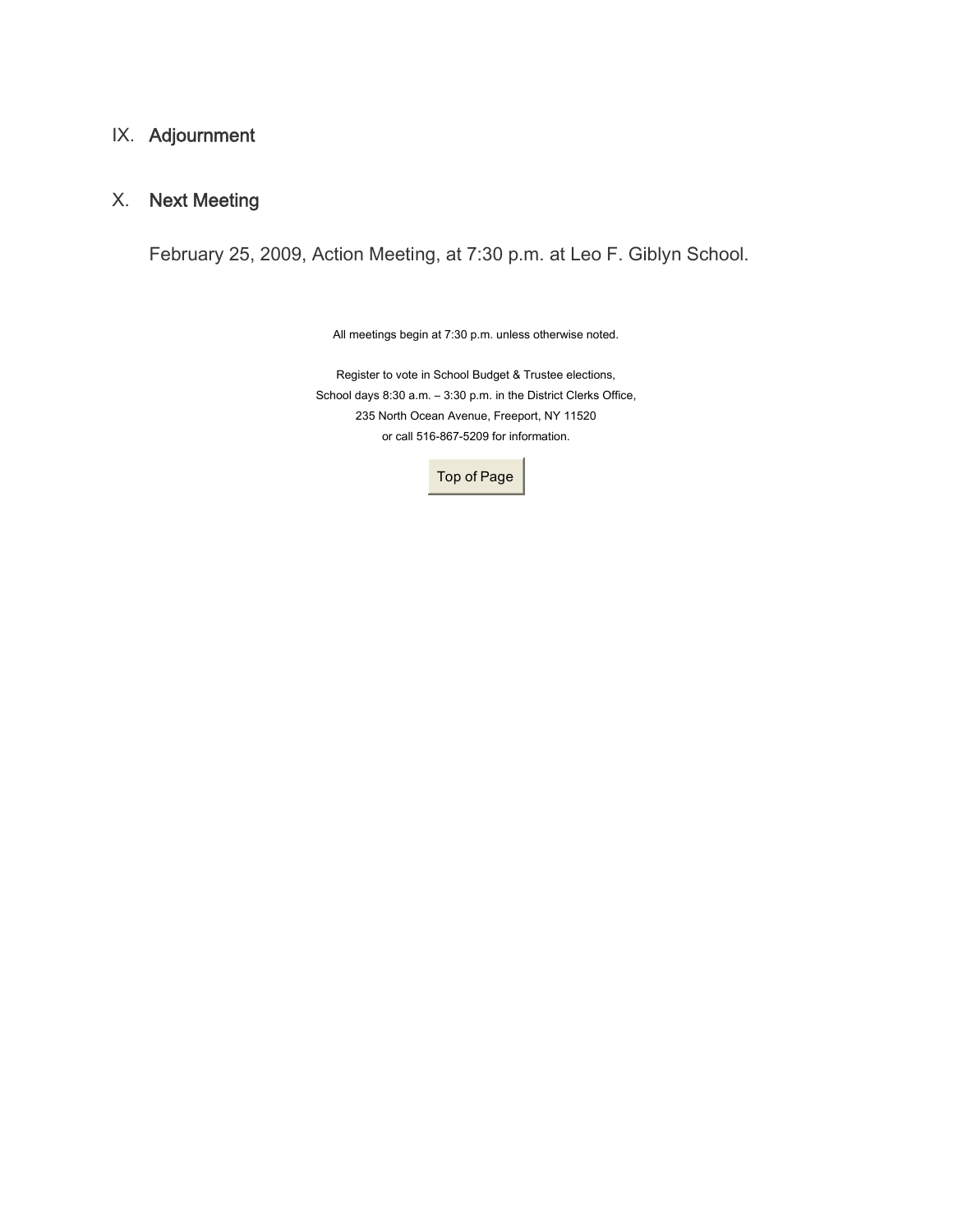## IX. Adjournment

## X. Next Meeting

February 25, 2009, Action Meeting, at 7:30 p.m. at Leo F. Giblyn School.

All meetings begin at 7:30 p.m. unless otherwise noted.

Register to vote in School Budget & Trustee elections,
School days 8:30 a.m. – 3:30 p.m. in the District Clerks Office,
235 North Ocean Avenue, Freeport, NY 11520
or call 516-867-5209 for information.

Top of Page